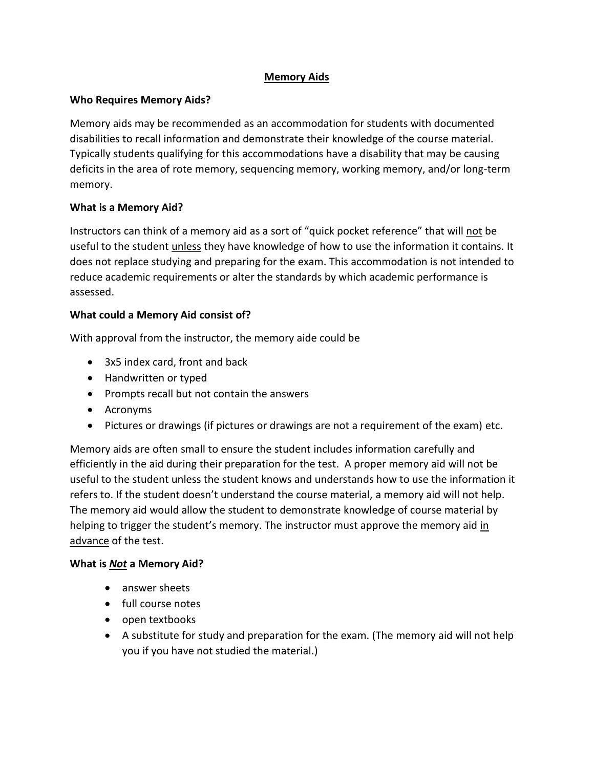# Memory Aids

## Who Requires Memory Aids?

Memory aids may be recommended as an accommodation for students with documented disabilities to recall information and demonstrate their knowledge of the course material. Typically students qualifying for this accommodations have a disability that may be causing deficits in the area of rote memory, sequencing memory, working memory, and/or long-term memory.

## What is a Memory Aid?

Instructors can think of a memory aid as a sort of "quick pocket reference" that will <u>not</u> be useful to the student <u>unless</u> they have knowledge of how to use the information it contains. It does not replace studying and preparing for the exam. This accommodation is not intended to reduce academic requirements or alter the standards by which academic performance is assessed.

## What could a Memory Aid consist of?

With approval from the instructor, the memory aide could be

- 3x5 index card, front and back
- Handwritten or typed
- Prompts recall but not contain the answers
- Acronyms
- Pictures or drawings (if pictures or drawings are not a requirement of the exam) etc.

Memory aids are often small to ensure the student includes information carefully and efficiently in the aid during their preparation for the test. A proper memory aid will not be useful to the student unless the student knows and understands how to use the information it refers to. If the student doesn't understand the course material, a memory aid will not help. The memory aid would allow the student to demonstrate knowledge of course material by helping to trigger the student's memory. The instructor must approve the memory aid <u>in advance</u> of the test.

## What is ***<u>Not</u>*** a Memory Aid?

- answer sheets
- full course notes
- open textbooks
- A substitute for study and preparation for the exam. (The memory aid will not help you if you have not studied the material.)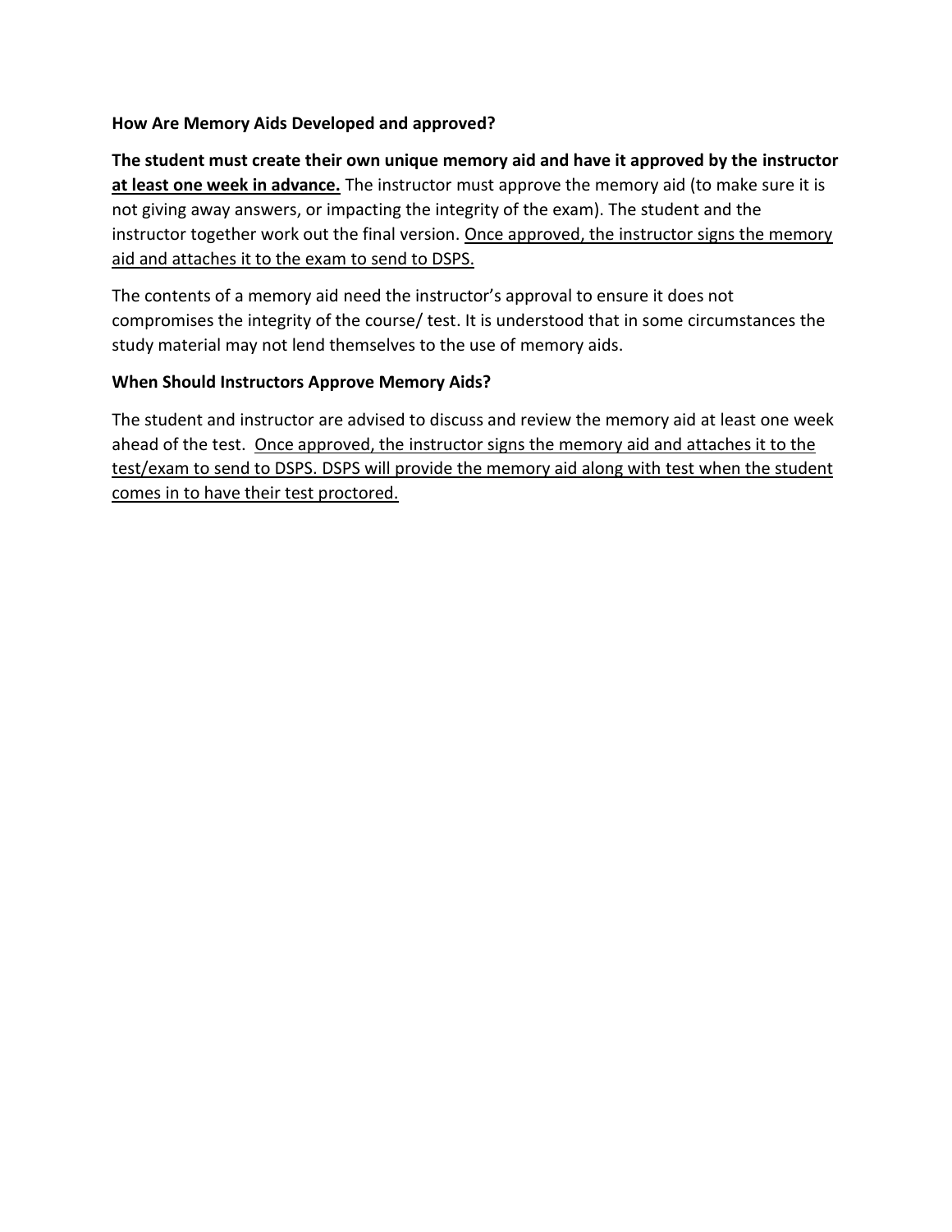**How Are Memory Aids Developed and approved?**

**The student must create their own unique memory aid and have it approved by the instructor <u>at least one week in advance.</u>** The instructor must approve the memory aid (to make sure it is not giving away answers, or impacting the integrity of the exam). The student and the instructor together work out the final version. <u>Once approved, the instructor signs the memory aid and attaches it to the exam to send to DSPS.</u>

The contents of a memory aid need the instructor's approval to ensure it does not compromises the integrity of the course/ test. It is understood that in some circumstances the study material may not lend themselves to the use of memory aids.

**When Should Instructors Approve Memory Aids?**

The student and instructor are advised to discuss and review the memory aid at least one week ahead of the test. <u>Once approved, the instructor signs the memory aid and attaches it to the test/exam to send to DSPS. DSPS will provide the memory aid along with test when the student comes in to have their test proctored.</u>